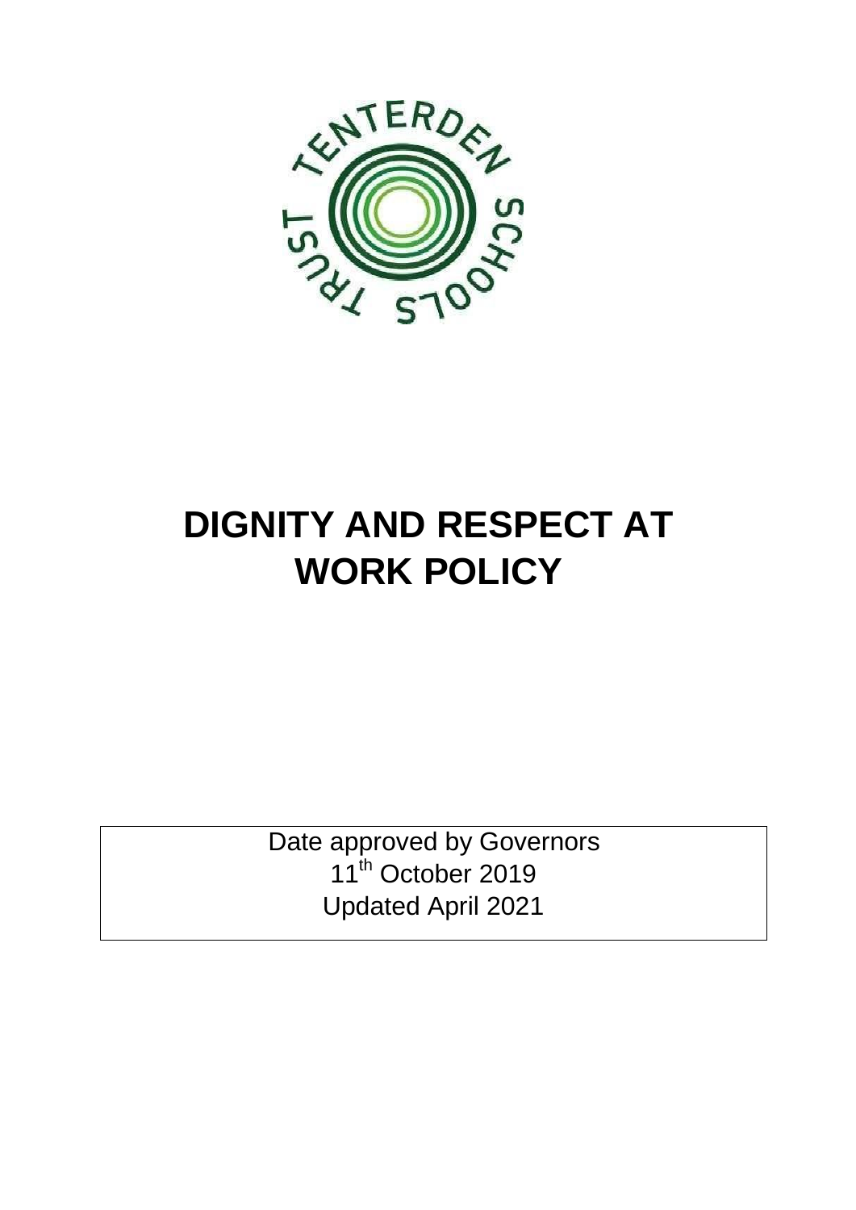# DIGNITY AND RESPECT AT WORK POLICY

Date approved by Governors
11th October 2019
Updated April 2021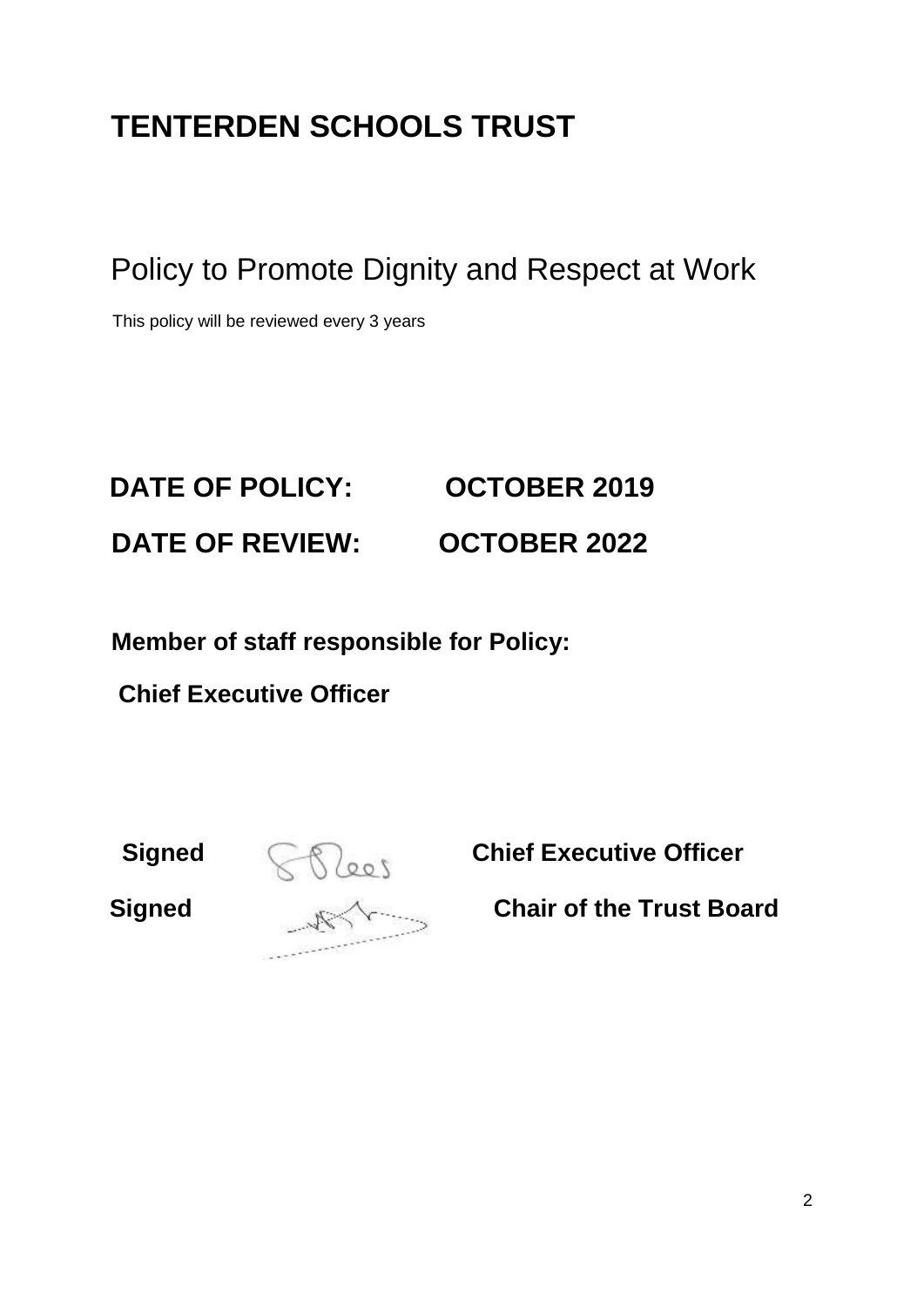# TENTERDEN SCHOOLS TRUST

## Policy to Promote Dignity and Respect at Work

This policy will be reviewed every 3 years

**DATE OF POLICY: OCTOBER 2019**

**DATE OF REVIEW: OCTOBER 2022**

**Member of staff responsible for Policy:**

**Chief Executive Officer**

**Signed** **Chief Executive Officer**

**Signed** **Chair of the Trust Board**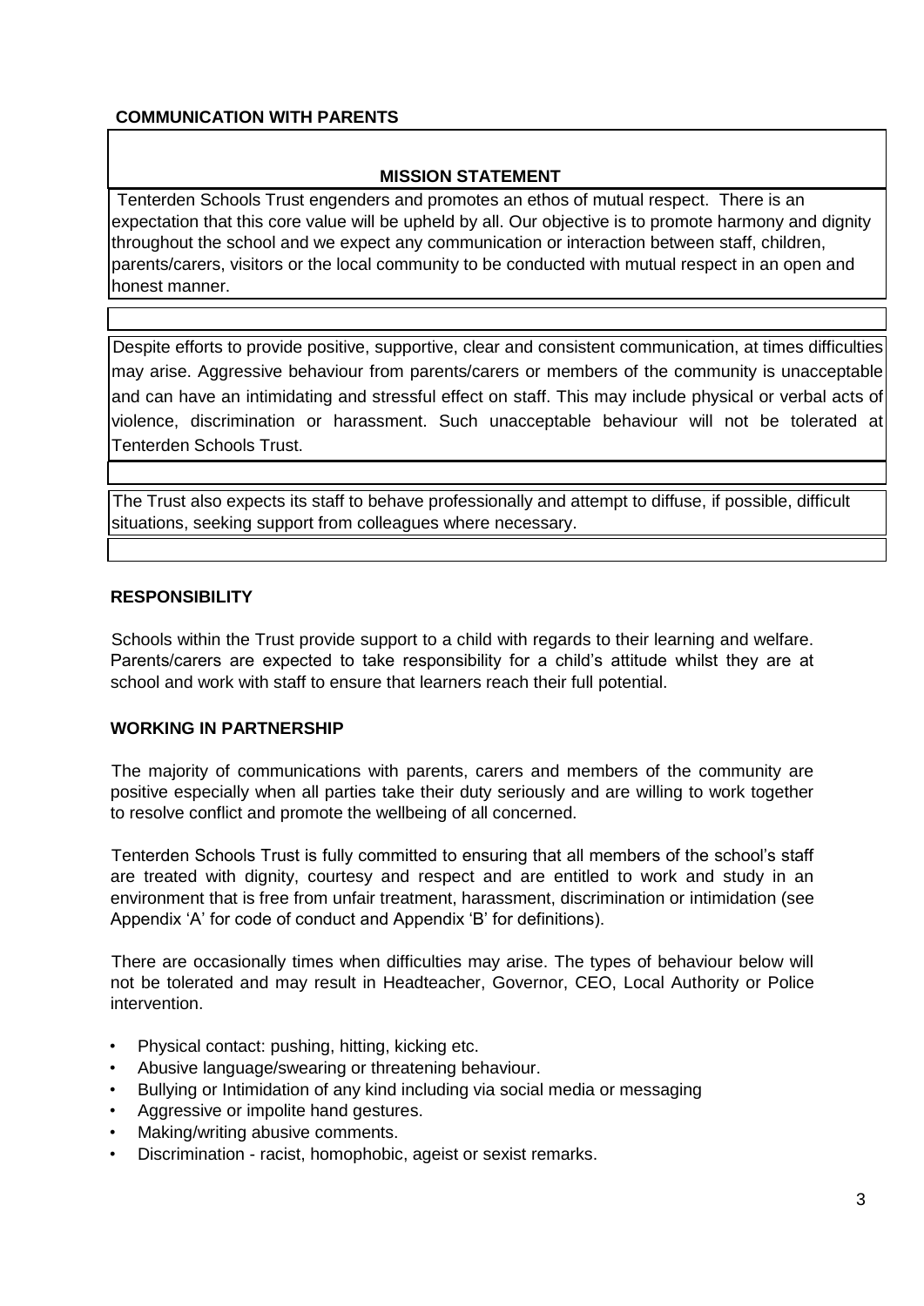## COMMUNICATION WITH PARENTS

### MISSION STATEMENT

Tenterden Schools Trust engenders and promotes an ethos of mutual respect. There is an expectation that this core value will be upheld by all. Our objective is to promote harmony and dignity throughout the school and we expect any communication or interaction between staff, children, parents/carers, visitors or the local community to be conducted with mutual respect in an open and honest manner.

Despite efforts to provide positive, supportive, clear and consistent communication, at times difficulties may arise. Aggressive behaviour from parents/carers or members of the community is unacceptable and can have an intimidating and stressful effect on staff. This may include physical or verbal acts of violence, discrimination or harassment. Such unacceptable behaviour will not be tolerated at Tenterden Schools Trust.

The Trust also expects its staff to behave professionally and attempt to diffuse, if possible, difficult situations, seeking support from colleagues where necessary.

## RESPONSIBILITY

Schools within the Trust provide support to a child with regards to their learning and welfare. Parents/carers are expected to take responsibility for a child's attitude whilst they are at school and work with staff to ensure that learners reach their full potential.

## WORKING IN PARTNERSHIP

The majority of communications with parents, carers and members of the community are positive especially when all parties take their duty seriously and are willing to work together to resolve conflict and promote the wellbeing of all concerned.

Tenterden Schools Trust is fully committed to ensuring that all members of the school's staff are treated with dignity, courtesy and respect and are entitled to work and study in an environment that is free from unfair treatment, harassment, discrimination or intimidation (see Appendix 'A' for code of conduct and Appendix 'B' for definitions).

There are occasionally times when difficulties may arise. The types of behaviour below will not be tolerated and may result in Headteacher, Governor, CEO, Local Authority or Police intervention.

- Physical contact: pushing, hitting, kicking etc.
- Abusive language/swearing or threatening behaviour.
- Bullying or Intimidation of any kind including via social media or messaging
- Aggressive or impolite hand gestures.
- Making/writing abusive comments.
- Discrimination - racist, homophobic, ageist or sexist remarks.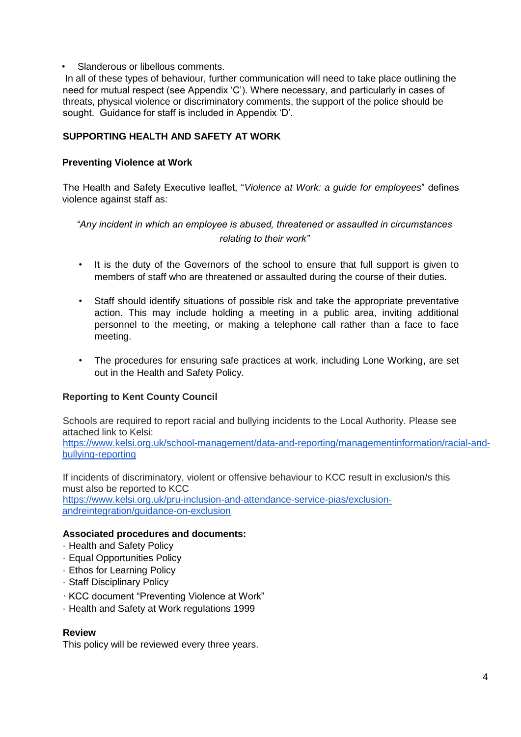- Slanderous or libellous comments.

In all of these types of behaviour, further communication will need to take place outlining the need for mutual respect (see Appendix 'C'). Where necessary, and particularly in cases of threats, physical violence or discriminatory comments, the support of the police should be sought. Guidance for staff is included in Appendix 'D'.

## SUPPORTING HEALTH AND SAFETY AT WORK

### Preventing Violence at Work

The Health and Safety Executive leaflet, "*Violence at Work: a guide for employees*" defines violence against staff as:

*"Any incident in which an employee is abused, threatened or assaulted in circumstances relating to their work"*

- It is the duty of the Governors of the school to ensure that full support is given to members of staff who are threatened or assaulted during the course of their duties.
- Staff should identify situations of possible risk and take the appropriate preventative action. This may include holding a meeting in a public area, inviting additional personnel to the meeting, or making a telephone call rather than a face to face meeting.
- The procedures for ensuring safe practices at work, including Lone Working, are set out in the Health and Safety Policy.

### Reporting to Kent County Council

Schools are required to report racial and bullying incidents to the Local Authority. Please see attached link to Kelsi:
https://www.kelsi.org.uk/school-management/data-and-reporting/managementinformation/racial-and-bullying-reporting

If incidents of discriminatory, violent or offensive behaviour to KCC result in exclusion/s this must also be reported to KCC
https://www.kelsi.org.uk/pru-inclusion-and-attendance-service-pias/exclusion-andreintegration/guidance-on-exclusion

### Associated procedures and documents:

- Health and Safety Policy
- Equal Opportunities Policy
- Ethos for Learning Policy
- Staff Disciplinary Policy
- KCC document "Preventing Violence at Work"
- Health and Safety at Work regulations 1999

### Review

This policy will be reviewed every three years.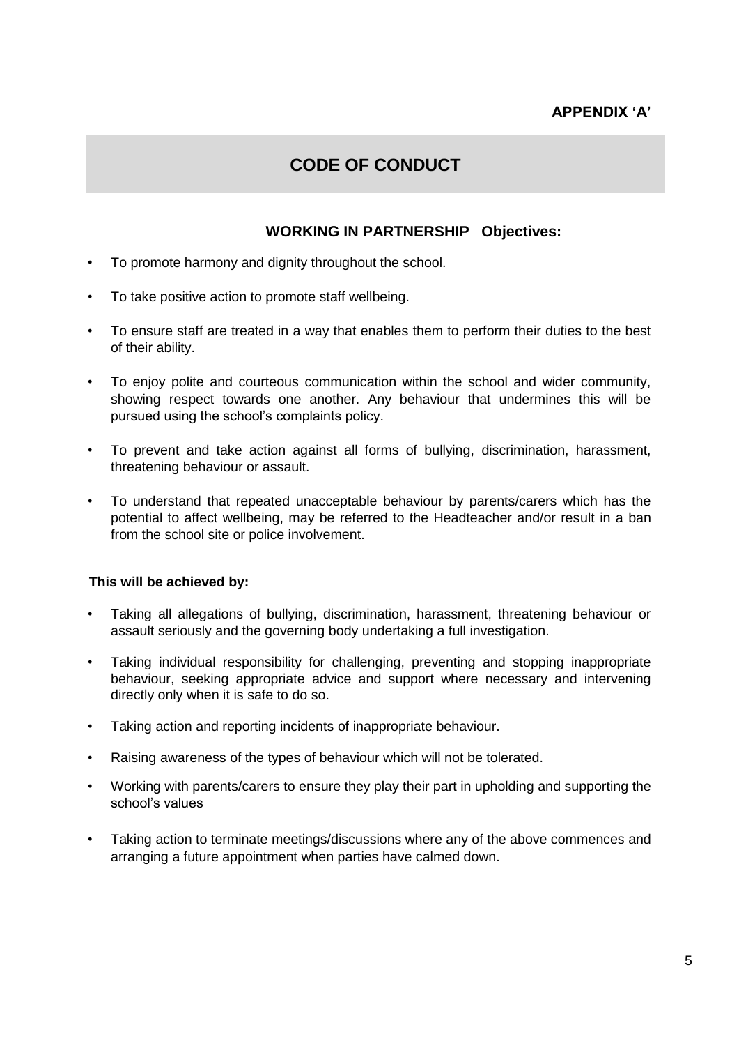**APPENDIX 'A'**

# CODE OF CONDUCT

**WORKING IN PARTNERSHIP Objectives:**

- To promote harmony and dignity throughout the school.
- To take positive action to promote staff wellbeing.
- To ensure staff are treated in a way that enables them to perform their duties to the best of their ability.
- To enjoy polite and courteous communication within the school and wider community, showing respect towards one another. Any behaviour that undermines this will be pursued using the school's complaints policy.
- To prevent and take action against all forms of bullying, discrimination, harassment, threatening behaviour or assault.
- To understand that repeated unacceptable behaviour by parents/carers which has the potential to affect wellbeing, may be referred to the Headteacher and/or result in a ban from the school site or police involvement.

**This will be achieved by:**

- Taking all allegations of bullying, discrimination, harassment, threatening behaviour or assault seriously and the governing body undertaking a full investigation.
- Taking individual responsibility for challenging, preventing and stopping inappropriate behaviour, seeking appropriate advice and support where necessary and intervening directly only when it is safe to do so.
- Taking action and reporting incidents of inappropriate behaviour.
- Raising awareness of the types of behaviour which will not be tolerated.
- Working with parents/carers to ensure they play their part in upholding and supporting the school's values
- Taking action to terminate meetings/discussions where any of the above commences and arranging a future appointment when parties have calmed down.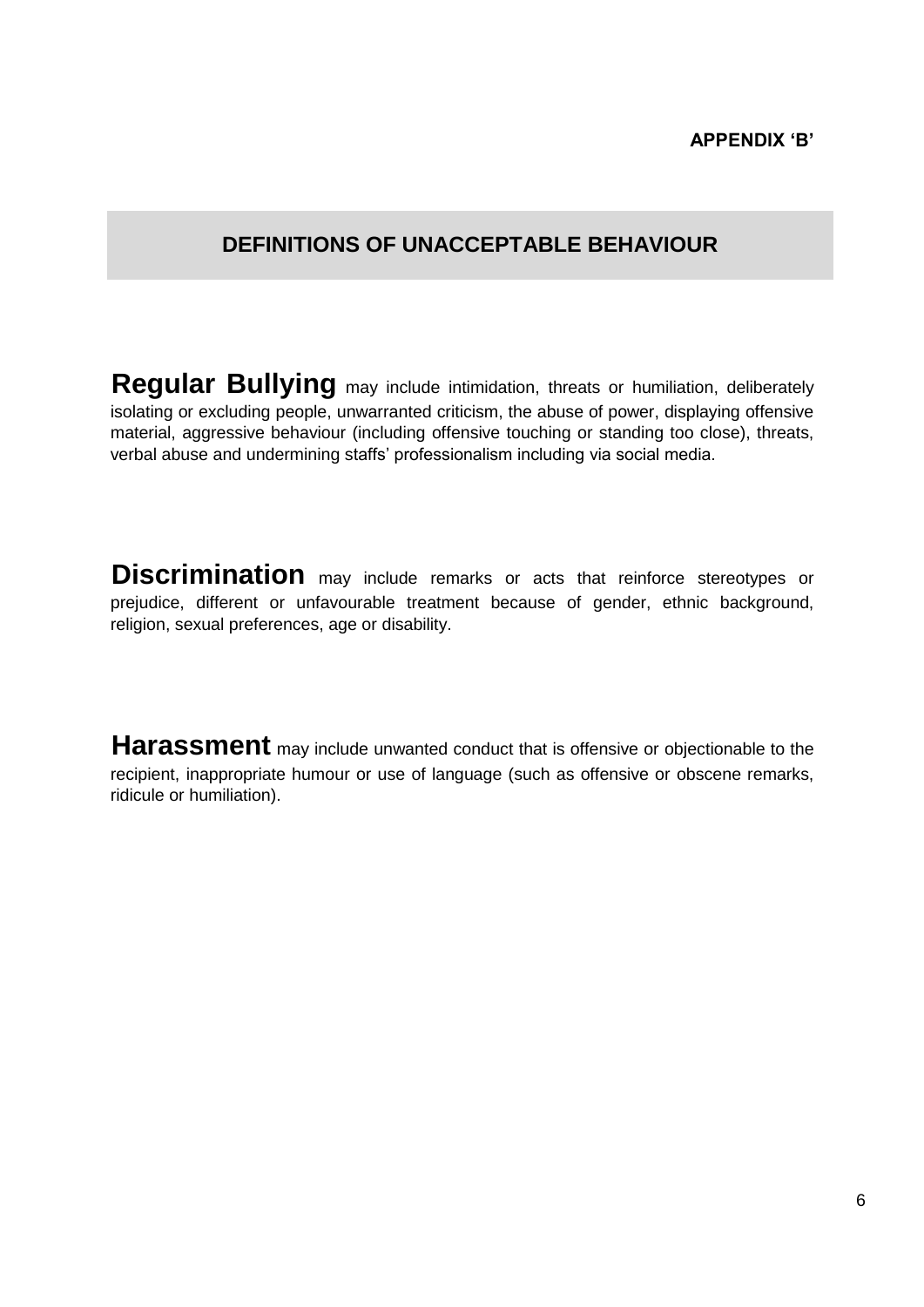**APPENDIX 'B'**

## DEFINITIONS OF UNACCEPTABLE BEHAVIOUR

**Regular Bullying** may include intimidation, threats or humiliation, deliberately isolating or excluding people, unwarranted criticism, the abuse of power, displaying offensive material, aggressive behaviour (including offensive touching or standing too close), threats, verbal abuse and undermining staffs' professionalism including via social media.

**Discrimination** may include remarks or acts that reinforce stereotypes or prejudice, different or unfavourable treatment because of gender, ethnic background, religion, sexual preferences, age or disability.

**Harassment** may include unwanted conduct that is offensive or objectionable to the recipient, inappropriate humour or use of language (such as offensive or obscene remarks, ridicule or humiliation).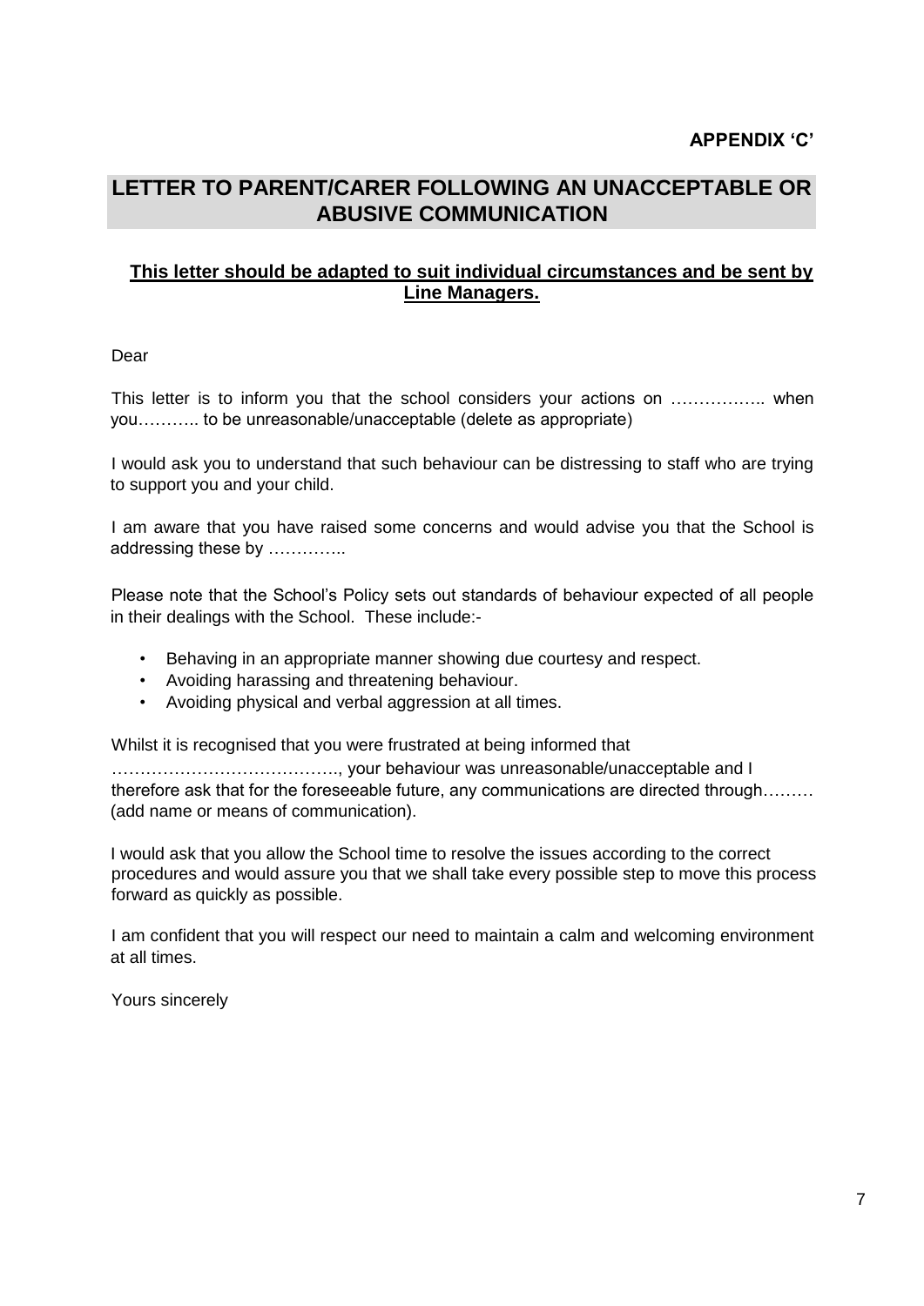**APPENDIX 'C'**

## LETTER TO PARENT/CARER FOLLOWING AN UNACCEPTABLE OR ABUSIVE COMMUNICATION

**This letter should be adapted to suit individual circumstances and be sent by Line Managers.**

Dear

This letter is to inform you that the school considers your actions on …………….. when you……….. to be unreasonable/unacceptable (delete as appropriate)

I would ask you to understand that such behaviour can be distressing to staff who are trying to support you and your child.

I am aware that you have raised some concerns and would advise you that the School is addressing these by …………..

Please note that the School's Policy sets out standards of behaviour expected of all people in their dealings with the School. These include:-

- Behaving in an appropriate manner showing due courtesy and respect.
- Avoiding harassing and threatening behaviour.
- Avoiding physical and verbal aggression at all times.

Whilst it is recognised that you were frustrated at being informed that ………………………………….., your behaviour was unreasonable/unacceptable and I therefore ask that for the foreseeable future, any communications are directed through……… (add name or means of communication).

I would ask that you allow the School time to resolve the issues according to the correct procedures and would assure you that we shall take every possible step to move this process forward as quickly as possible.

I am confident that you will respect our need to maintain a calm and welcoming environment at all times.

Yours sincerely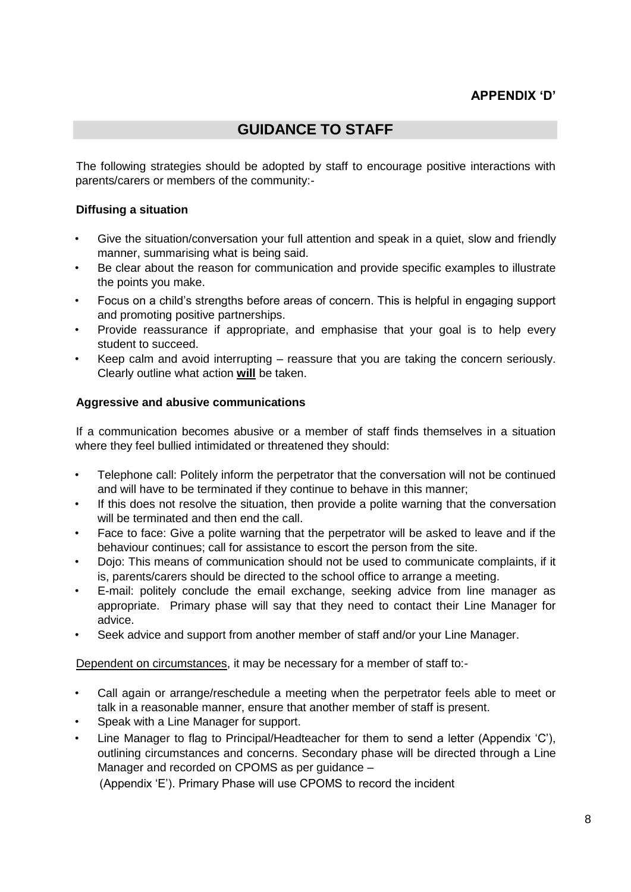**APPENDIX 'D'**

## GUIDANCE TO STAFF

The following strategies should be adopted by staff to encourage positive interactions with parents/carers or members of the community:-

### Diffusing a situation

- Give the situation/conversation your full attention and speak in a quiet, slow and friendly manner, summarising what is being said.
- Be clear about the reason for communication and provide specific examples to illustrate the points you make.
- Focus on a child's strengths before areas of concern. This is helpful in engaging support and promoting positive partnerships.
- Provide reassurance if appropriate, and emphasise that your goal is to help every student to succeed.
- Keep calm and avoid interrupting – reassure that you are taking the concern seriously. Clearly outline what action <u>**will**</u> be taken.

### Aggressive and abusive communications

If a communication becomes abusive or a member of staff finds themselves in a situation where they feel bullied intimidated or threatened they should:

- Telephone call: Politely inform the perpetrator that the conversation will not be continued and will have to be terminated if they continue to behave in this manner;
- If this does not resolve the situation, then provide a polite warning that the conversation will be terminated and then end the call.
- Face to face: Give a polite warning that the perpetrator will be asked to leave and if the behaviour continues; call for assistance to escort the person from the site.
- Dojo: This means of communication should not be used to communicate complaints, if it is, parents/carers should be directed to the school office to arrange a meeting.
- E-mail: politely conclude the email exchange, seeking advice from line manager as appropriate. Primary phase will say that they need to contact their Line Manager for advice.
- Seek advice and support from another member of staff and/or your Line Manager.

<u>Dependent on circumstances</u>, it may be necessary for a member of staff to:-

- Call again or arrange/reschedule a meeting when the perpetrator feels able to meet or talk in a reasonable manner, ensure that another member of staff is present.
- Speak with a Line Manager for support.
- Line Manager to flag to Principal/Headteacher for them to send a letter (Appendix 'C'), outlining circumstances and concerns. Secondary phase will be directed through a Line Manager and recorded on CPOMS as per guidance –
  (Appendix 'E'). Primary Phase will use CPOMS to record the incident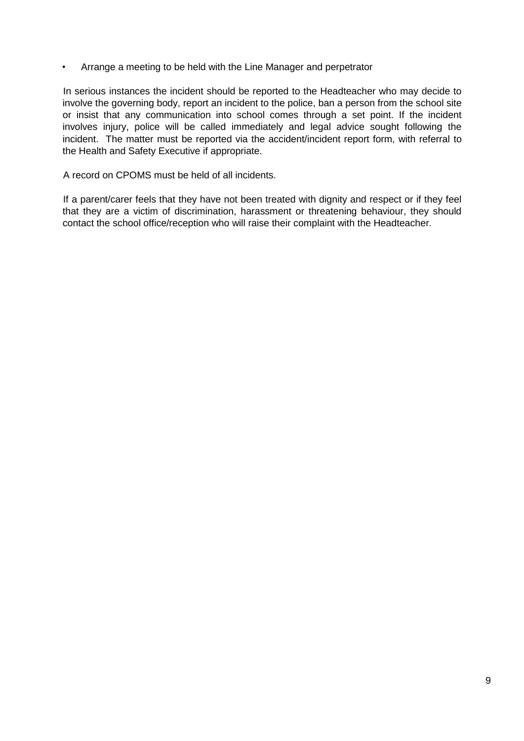- Arrange a meeting to be held with the Line Manager and perpetrator

In serious instances the incident should be reported to the Headteacher who may decide to involve the governing body, report an incident to the police, ban a person from the school site or insist that any communication into school comes through a set point. If the incident involves injury, police will be called immediately and legal advice sought following the incident. The matter must be reported via the accident/incident report form, with referral to the Health and Safety Executive if appropriate.

A record on CPOMS must be held of all incidents.

If a parent/carer feels that they have not been treated with dignity and respect or if they feel that they are a victim of discrimination, harassment or threatening behaviour, they should contact the school office/reception who will raise their complaint with the Headteacher.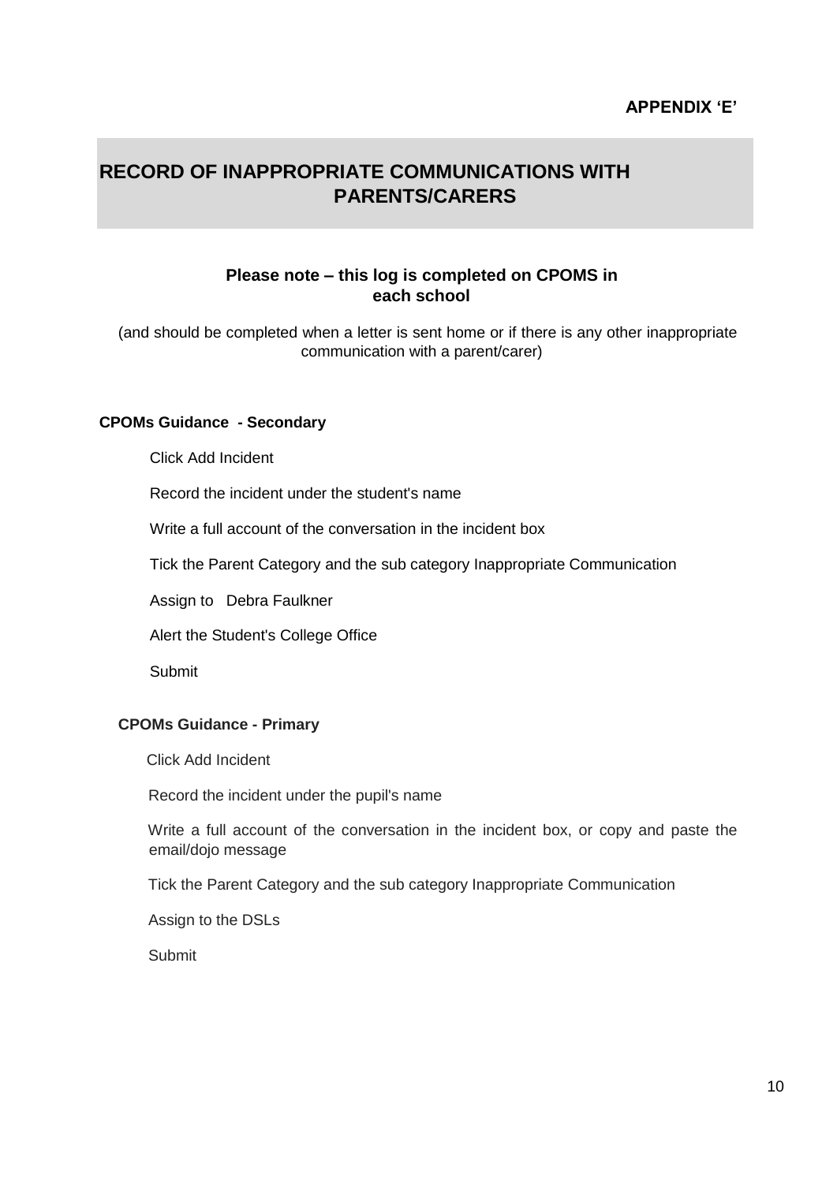**APPENDIX 'E'**

# RECORD OF INAPPROPRIATE COMMUNICATIONS WITH PARENTS/CARERS

**Please note – this log is completed on CPOMS in each school**

(and should be completed when a letter is sent home or if there is any other inappropriate communication with a parent/carer)

**CPOMs Guidance - Secondary**

Click Add Incident

Record the incident under the student's name

Write a full account of the conversation in the incident box

Tick the Parent Category and the sub category Inappropriate Communication

Assign to Debra Faulkner

Alert the Student's College Office

Submit

**CPOMs Guidance - Primary**

Click Add Incident

Record the incident under the pupil's name

Write a full account of the conversation in the incident box, or copy and paste the email/dojo message

Tick the Parent Category and the sub category Inappropriate Communication

Assign to the DSLs

Submit